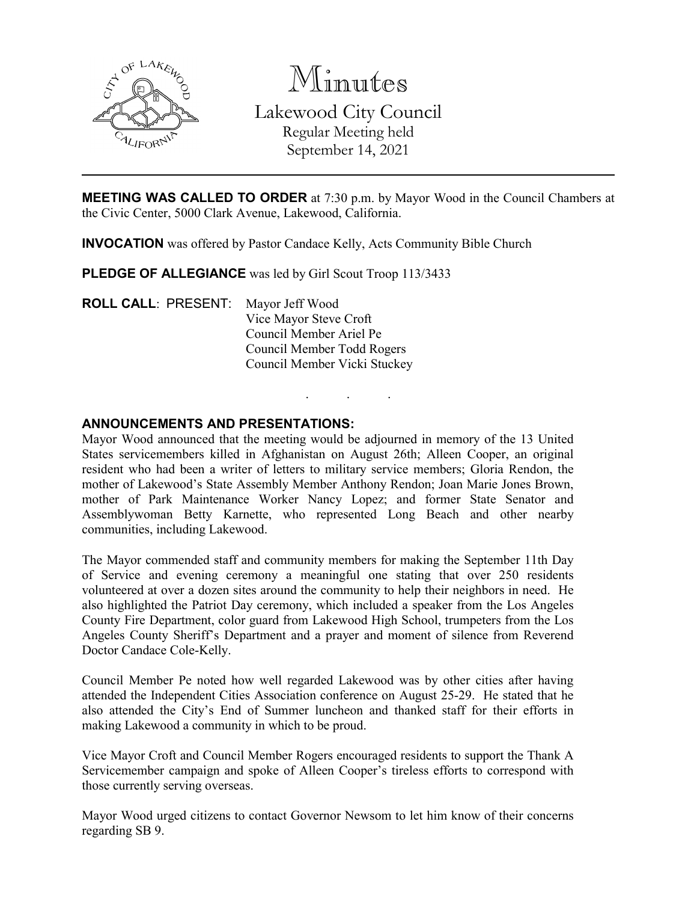# Minutes

## Lakewood City Council

Regular Meeting held
September 14, 2021

---

**MEETING WAS CALLED TO ORDER** at 7:30 p.m. by Mayor Wood in the Council Chambers at the Civic Center, 5000 Clark Avenue, Lakewood, California.

**INVOCATION** was offered by Pastor Candace Kelly, Acts Community Bible Church

**PLEDGE OF ALLEGIANCE** was led by Girl Scout Troop 113/3433

**ROLL CALL**: PRESENT: Mayor Jeff Wood
Vice Mayor Steve Croft
Council Member Ariel Pe
Council Member Todd Rogers
Council Member Vicki Stuckey

. . .

**ANNOUNCEMENTS AND PRESENTATIONS:**

Mayor Wood announced that the meeting would be adjourned in memory of the 13 United States servicemembers killed in Afghanistan on August 26th; Alleen Cooper, an original resident who had been a writer of letters to military service members; Gloria Rendon, the mother of Lakewood's State Assembly Member Anthony Rendon; Joan Marie Jones Brown, mother of Park Maintenance Worker Nancy Lopez; and former State Senator and Assemblywoman Betty Karnette, who represented Long Beach and other nearby communities, including Lakewood.

The Mayor commended staff and community members for making the September 11th Day of Service and evening ceremony a meaningful one stating that over 250 residents volunteered at over a dozen sites around the community to help their neighbors in need. He also highlighted the Patriot Day ceremony, which included a speaker from the Los Angeles County Fire Department, color guard from Lakewood High School, trumpeters from the Los Angeles County Sheriff's Department and a prayer and moment of silence from Reverend Doctor Candace Cole-Kelly.

Council Member Pe noted how well regarded Lakewood was by other cities after having attended the Independent Cities Association conference on August 25-29. He stated that he also attended the City's End of Summer luncheon and thanked staff for their efforts in making Lakewood a community in which to be proud.

Vice Mayor Croft and Council Member Rogers encouraged residents to support the Thank A Servicemember campaign and spoke of Alleen Cooper's tireless efforts to correspond with those currently serving overseas.

Mayor Wood urged citizens to contact Governor Newsom to let him know of their concerns regarding SB 9.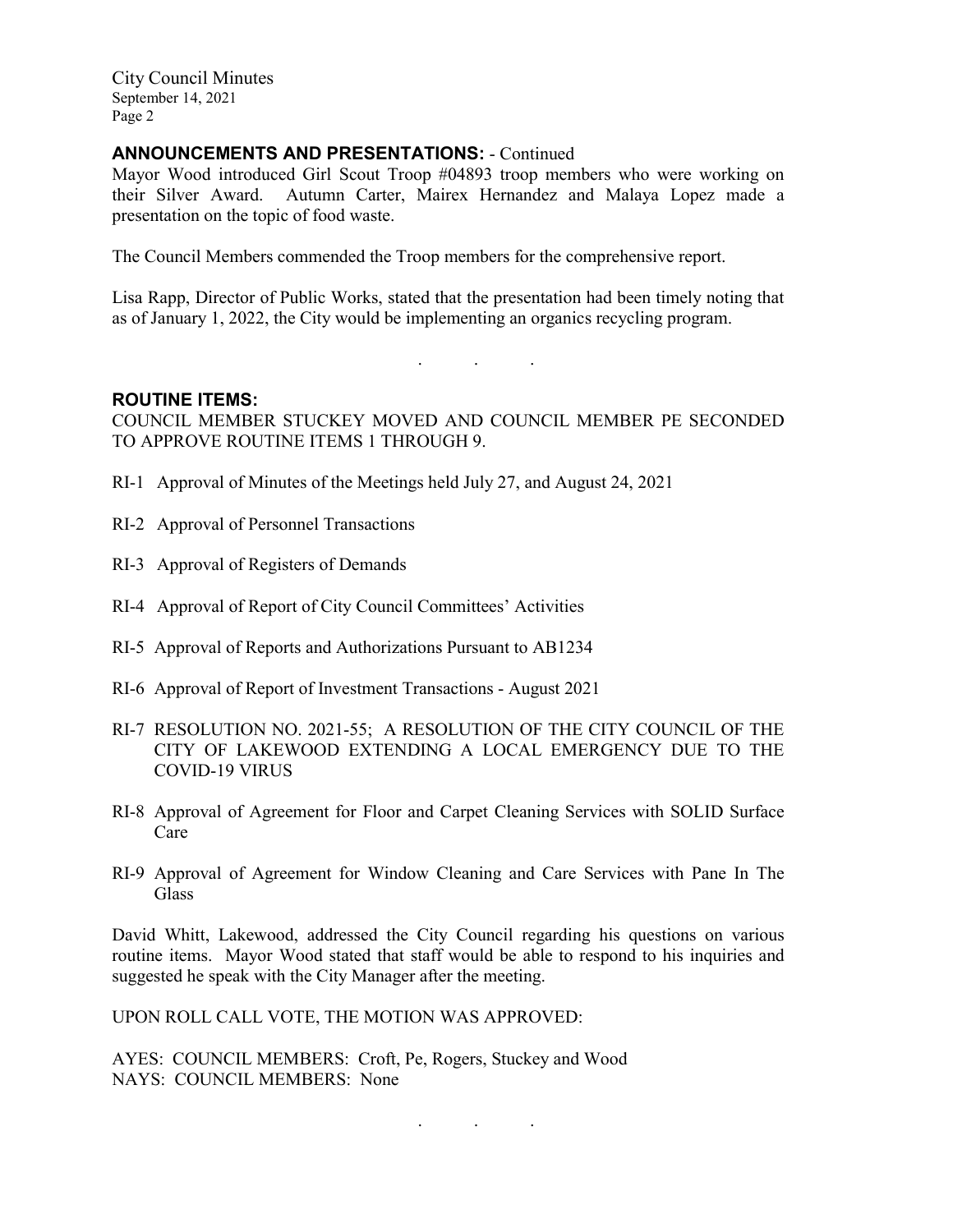## ANNOUNCEMENTS AND PRESENTATIONS: - Continued

Mayor Wood introduced Girl Scout Troop #04893 troop members who were working on their Silver Award. Autumn Carter, Mairex Hernandez and Malaya Lopez made a presentation on the topic of food waste.

The Council Members commended the Troop members for the comprehensive report.

Lisa Rapp, Director of Public Works, stated that the presentation had been timely noting that as of January 1, 2022, the City would be implementing an organics recycling program.

. . .

## ROUTINE ITEMS:

COUNCIL MEMBER STUCKEY MOVED AND COUNCIL MEMBER PE SECONDED TO APPROVE ROUTINE ITEMS 1 THROUGH 9.

RI-1 Approval of Minutes of the Meetings held July 27, and August 24, 2021

RI-2 Approval of Personnel Transactions

RI-3 Approval of Registers of Demands

RI-4 Approval of Report of City Council Committees' Activities

RI-5 Approval of Reports and Authorizations Pursuant to AB1234

RI-6 Approval of Report of Investment Transactions - August 2021

RI-7 RESOLUTION NO. 2021-55; A RESOLUTION OF THE CITY COUNCIL OF THE CITY OF LAKEWOOD EXTENDING A LOCAL EMERGENCY DUE TO THE COVID-19 VIRUS

RI-8 Approval of Agreement for Floor and Carpet Cleaning Services with SOLID Surface Care

RI-9 Approval of Agreement for Window Cleaning and Care Services with Pane In The Glass

David Whitt, Lakewood, addressed the City Council regarding his questions on various routine items. Mayor Wood stated that staff would be able to respond to his inquiries and suggested he speak with the City Manager after the meeting.

UPON ROLL CALL VOTE, THE MOTION WAS APPROVED:

AYES: COUNCIL MEMBERS: Croft, Pe, Rogers, Stuckey and Wood
NAYS: COUNCIL MEMBERS: None

. . .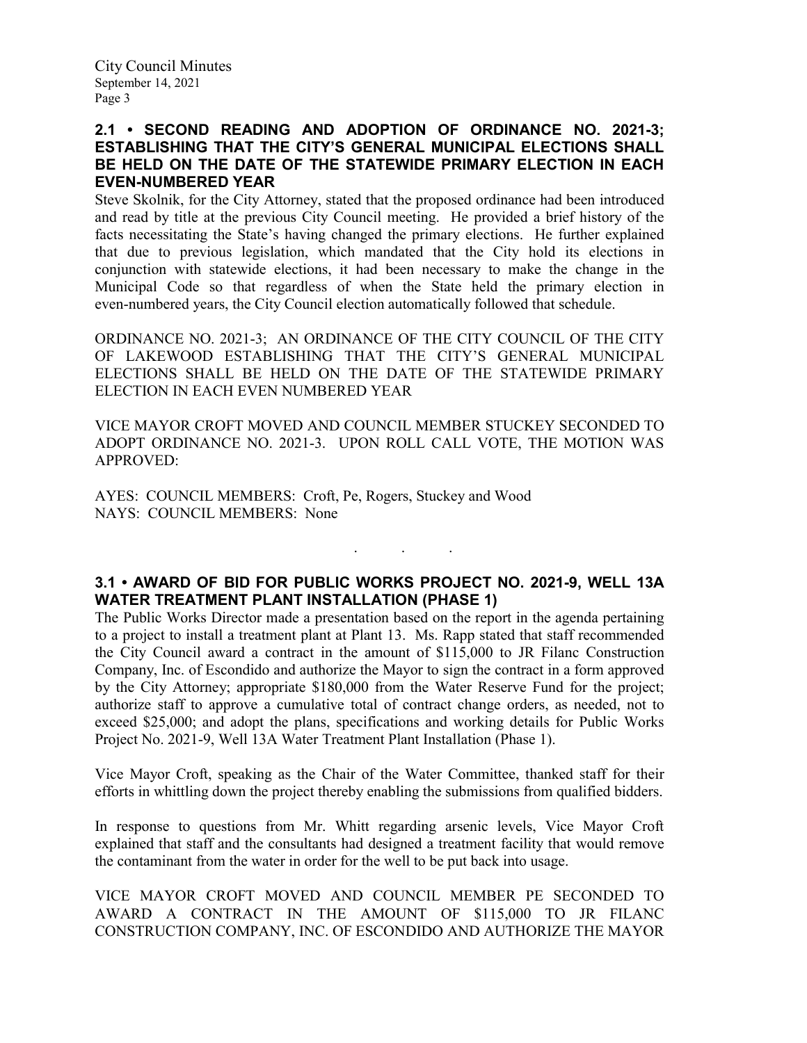**2.1 • SECOND READING AND ADOPTION OF ORDINANCE NO. 2021-3; ESTABLISHING THAT THE CITY'S GENERAL MUNICIPAL ELECTIONS SHALL BE HELD ON THE DATE OF THE STATEWIDE PRIMARY ELECTION IN EACH EVEN-NUMBERED YEAR**

Steve Skolnik, for the City Attorney, stated that the proposed ordinance had been introduced and read by title at the previous City Council meeting. He provided a brief history of the facts necessitating the State's having changed the primary elections. He further explained that due to previous legislation, which mandated that the City hold its elections in conjunction with statewide elections, it had been necessary to make the change in the Municipal Code so that regardless of when the State held the primary election in even-numbered years, the City Council election automatically followed that schedule.

ORDINANCE NO. 2021-3; AN ORDINANCE OF THE CITY COUNCIL OF THE CITY OF LAKEWOOD ESTABLISHING THAT THE CITY'S GENERAL MUNICIPAL ELECTIONS SHALL BE HELD ON THE DATE OF THE STATEWIDE PRIMARY ELECTION IN EACH EVEN NUMBERED YEAR

VICE MAYOR CROFT MOVED AND COUNCIL MEMBER STUCKEY SECONDED TO ADOPT ORDINANCE NO. 2021-3. UPON ROLL CALL VOTE, THE MOTION WAS APPROVED:

AYES: COUNCIL MEMBERS: Croft, Pe, Rogers, Stuckey and Wood
NAYS: COUNCIL MEMBERS: None

. . .

**3.1 • AWARD OF BID FOR PUBLIC WORKS PROJECT NO. 2021-9, WELL 13A WATER TREATMENT PLANT INSTALLATION (PHASE 1)**

The Public Works Director made a presentation based on the report in the agenda pertaining to a project to install a treatment plant at Plant 13. Ms. Rapp stated that staff recommended the City Council award a contract in the amount of $115,000 to JR Filanc Construction Company, Inc. of Escondido and authorize the Mayor to sign the contract in a form approved by the City Attorney; appropriate $180,000 from the Water Reserve Fund for the project; authorize staff to approve a cumulative total of contract change orders, as needed, not to exceed $25,000; and adopt the plans, specifications and working details for Public Works Project No. 2021-9, Well 13A Water Treatment Plant Installation (Phase 1).

Vice Mayor Croft, speaking as the Chair of the Water Committee, thanked staff for their efforts in whittling down the project thereby enabling the submissions from qualified bidders.

In response to questions from Mr. Whitt regarding arsenic levels, Vice Mayor Croft explained that staff and the consultants had designed a treatment facility that would remove the contaminant from the water in order for the well to be put back into usage.

VICE MAYOR CROFT MOVED AND COUNCIL MEMBER PE SECONDED TO AWARD A CONTRACT IN THE AMOUNT OF $115,000 TO JR FILANC CONSTRUCTION COMPANY, INC. OF ESCONDIDO AND AUTHORIZE THE MAYOR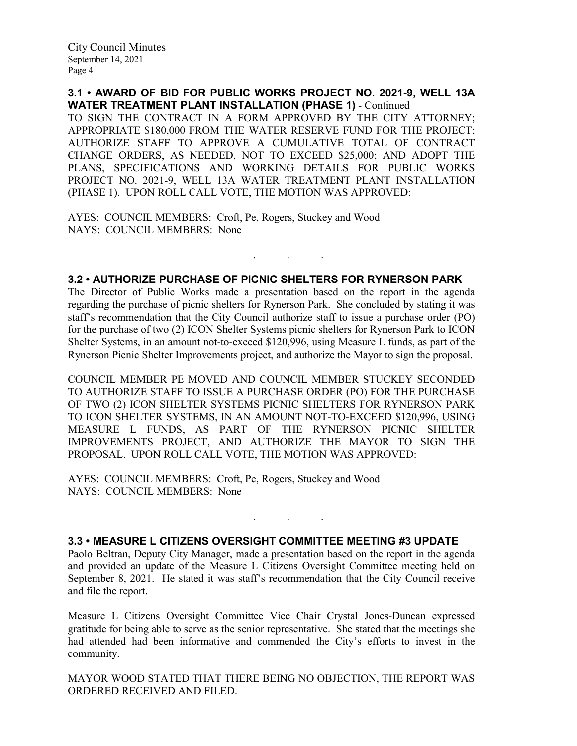### 3.1 • AWARD OF BID FOR PUBLIC WORKS PROJECT NO. 2021-9, WELL 13A WATER TREATMENT PLANT INSTALLATION (PHASE 1) - Continued

TO SIGN THE CONTRACT IN A FORM APPROVED BY THE CITY ATTORNEY; APPROPRIATE $180,000 FROM THE WATER RESERVE FUND FOR THE PROJECT; AUTHORIZE STAFF TO APPROVE A CUMULATIVE TOTAL OF CONTRACT CHANGE ORDERS, AS NEEDED, NOT TO EXCEED $25,000; AND ADOPT THE PLANS, SPECIFICATIONS AND WORKING DETAILS FOR PUBLIC WORKS PROJECT NO. 2021-9, WELL 13A WATER TREATMENT PLANT INSTALLATION (PHASE 1). UPON ROLL CALL VOTE, THE MOTION WAS APPROVED:

AYES: COUNCIL MEMBERS: Croft, Pe, Rogers, Stuckey and Wood
NAYS: COUNCIL MEMBERS: None

. . .

### 3.2 • AUTHORIZE PURCHASE OF PICNIC SHELTERS FOR RYNERSON PARK

The Director of Public Works made a presentation based on the report in the agenda regarding the purchase of picnic shelters for Rynerson Park. She concluded by stating it was staff's recommendation that the City Council authorize staff to issue a purchase order (PO) for the purchase of two (2) ICON Shelter Systems picnic shelters for Rynerson Park to ICON Shelter Systems, in an amount not-to-exceed $120,996, using Measure L funds, as part of the Rynerson Picnic Shelter Improvements project, and authorize the Mayor to sign the proposal.

COUNCIL MEMBER PE MOVED AND COUNCIL MEMBER STUCKEY SECONDED TO AUTHORIZE STAFF TO ISSUE A PURCHASE ORDER (PO) FOR THE PURCHASE OF TWO (2) ICON SHELTER SYSTEMS PICNIC SHELTERS FOR RYNERSON PARK TO ICON SHELTER SYSTEMS, IN AN AMOUNT NOT-TO-EXCEED $120,996, USING MEASURE L FUNDS, AS PART OF THE RYNERSON PICNIC SHELTER IMPROVEMENTS PROJECT, AND AUTHORIZE THE MAYOR TO SIGN THE PROPOSAL. UPON ROLL CALL VOTE, THE MOTION WAS APPROVED:

AYES: COUNCIL MEMBERS: Croft, Pe, Rogers, Stuckey and Wood
NAYS: COUNCIL MEMBERS: None

. . .

### 3.3 • MEASURE L CITIZENS OVERSIGHT COMMITTEE MEETING #3 UPDATE

Paolo Beltran, Deputy City Manager, made a presentation based on the report in the agenda and provided an update of the Measure L Citizens Oversight Committee meeting held on September 8, 2021. He stated it was staff's recommendation that the City Council receive and file the report.

Measure L Citizens Oversight Committee Vice Chair Crystal Jones-Duncan expressed gratitude for being able to serve as the senior representative. She stated that the meetings she had attended had been informative and commended the City's efforts to invest in the community.

MAYOR WOOD STATED THAT THERE BEING NO OBJECTION, THE REPORT WAS ORDERED RECEIVED AND FILED.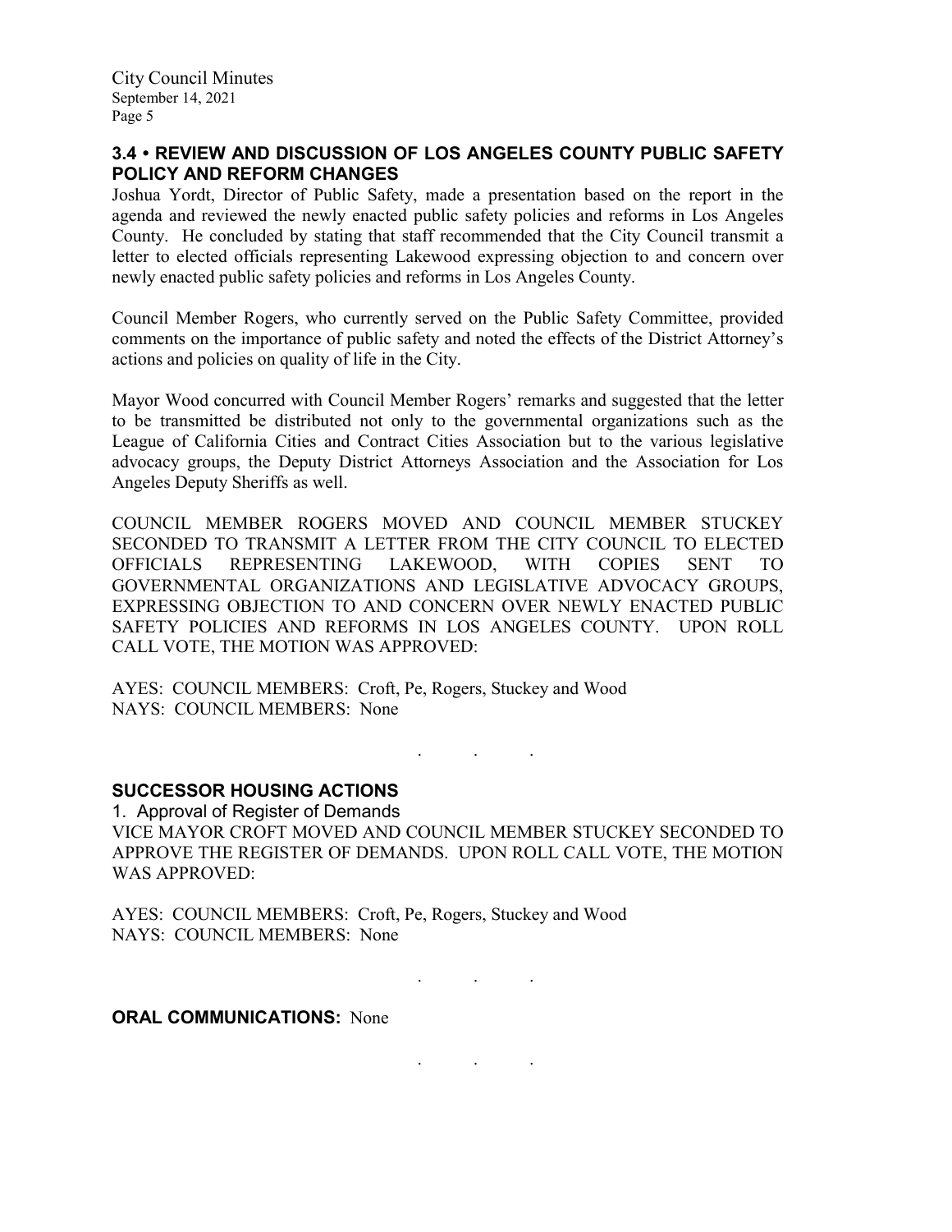### 3.4 • REVIEW AND DISCUSSION OF LOS ANGELES COUNTY PUBLIC SAFETY POLICY AND REFORM CHANGES

Joshua Yordt, Director of Public Safety, made a presentation based on the report in the agenda and reviewed the newly enacted public safety policies and reforms in Los Angeles County. He concluded by stating that staff recommended that the City Council transmit a letter to elected officials representing Lakewood expressing objection to and concern over newly enacted public safety policies and reforms in Los Angeles County.

Council Member Rogers, who currently served on the Public Safety Committee, provided comments on the importance of public safety and noted the effects of the District Attorney's actions and policies on quality of life in the City.

Mayor Wood concurred with Council Member Rogers' remarks and suggested that the letter to be transmitted be distributed not only to the governmental organizations such as the League of California Cities and Contract Cities Association but to the various legislative advocacy groups, the Deputy District Attorneys Association and the Association for Los Angeles Deputy Sheriffs as well.

COUNCIL MEMBER ROGERS MOVED AND COUNCIL MEMBER STUCKEY SECONDED TO TRANSMIT A LETTER FROM THE CITY COUNCIL TO ELECTED OFFICIALS REPRESENTING LAKEWOOD, WITH COPIES SENT TO GOVERNMENTAL ORGANIZATIONS AND LEGISLATIVE ADVOCACY GROUPS, EXPRESSING OBJECTION TO AND CONCERN OVER NEWLY ENACTED PUBLIC SAFETY POLICIES AND REFORMS IN LOS ANGELES COUNTY. UPON ROLL CALL VOTE, THE MOTION WAS APPROVED:

AYES: COUNCIL MEMBERS: Croft, Pe, Rogers, Stuckey and Wood
NAYS: COUNCIL MEMBERS: None

. . .

### SUCCESSOR HOUSING ACTIONS

1. Approval of Register of Demands

VICE MAYOR CROFT MOVED AND COUNCIL MEMBER STUCKEY SECONDED TO APPROVE THE REGISTER OF DEMANDS. UPON ROLL CALL VOTE, THE MOTION WAS APPROVED:

AYES: COUNCIL MEMBERS: Croft, Pe, Rogers, Stuckey and Wood
NAYS: COUNCIL MEMBERS: None

. . .

**ORAL COMMUNICATIONS:** None

. . .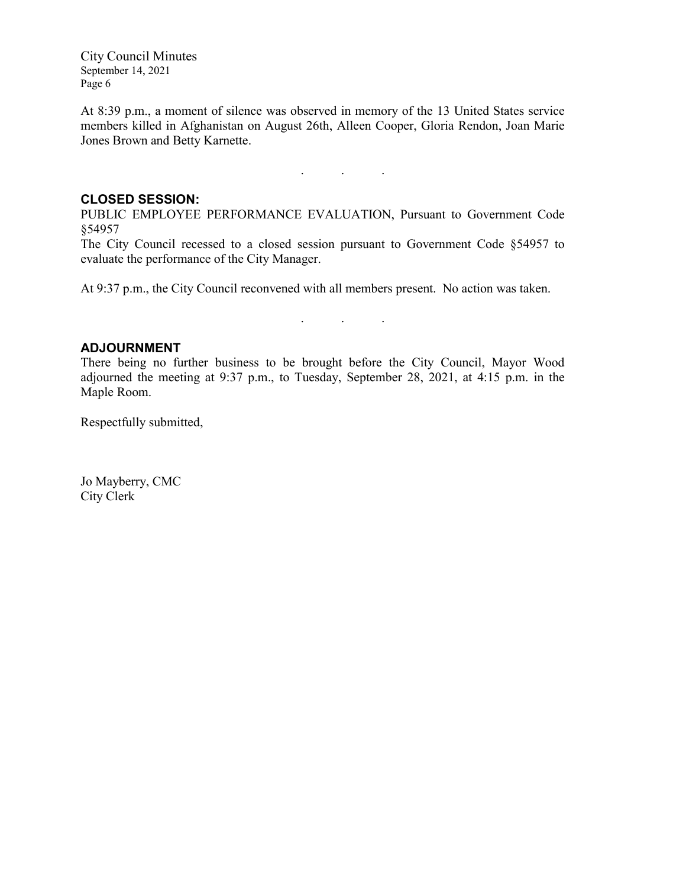At 8:39 p.m., a moment of silence was observed in memory of the 13 United States service members killed in Afghanistan on August 26th, Alleen Cooper, Gloria Rendon, Joan Marie Jones Brown and Betty Karnette.

. . .

## CLOSED SESSION:

PUBLIC EMPLOYEE PERFORMANCE EVALUATION, Pursuant to Government Code §54957

The City Council recessed to a closed session pursuant to Government Code §54957 to evaluate the performance of the City Manager.

At 9:37 p.m., the City Council reconvened with all members present. No action was taken.

. . .

## ADJOURNMENT

There being no further business to be brought before the City Council, Mayor Wood adjourned the meeting at 9:37 p.m., to Tuesday, September 28, 2021, at 4:15 p.m. in the Maple Room.

Respectfully submitted,

Jo Mayberry, CMC
City Clerk